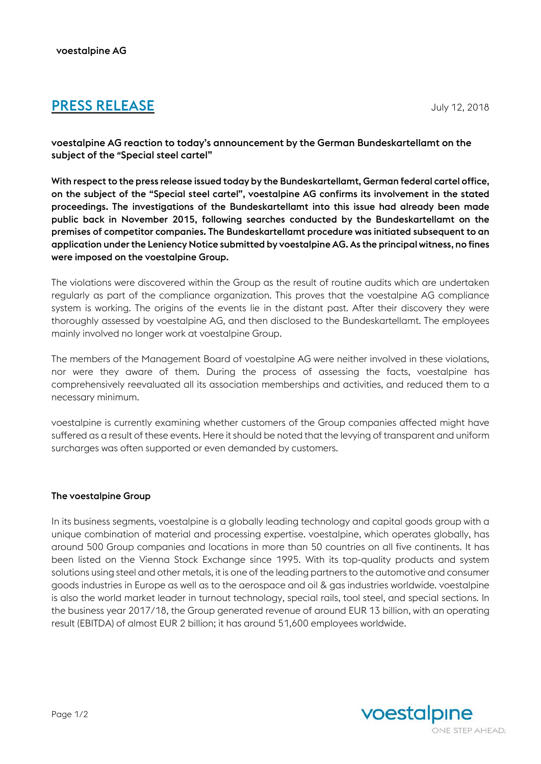voestalpine AG

# PRESS RELEASE

July 12, 2018

**voestalpine AG reaction to today's announcement by the German Bundeskartellamt on the subject of the "Special steel cartel"**

**With respect to the press release issued today by the Bundeskartellamt, German federal cartel office, on the subject of the "Special steel cartel", voestalpine AG confirms its involvement in the stated proceedings. The investigations of the Bundeskartellamt into this issue had already been made public back in November 2015, following searches conducted by the Bundeskartellamt on the premises of competitor companies. The Bundeskartellamt procedure was initiated subsequent to an application under the Leniency Notice submitted by voestalpine AG. As the principal witness, no fines were imposed on the voestalpine Group.**

The violations were discovered within the Group as the result of routine audits which are undertaken regularly as part of the compliance organization. This proves that the voestalpine AG compliance system is working. The origins of the events lie in the distant past. After their discovery they were thoroughly assessed by voestalpine AG, and then disclosed to the Bundeskartellamt. The employees mainly involved no longer work at voestalpine Group.

The members of the Management Board of voestalpine AG were neither involved in these violations, nor were they aware of them. During the process of assessing the facts, voestalpine has comprehensively reevaluated all its association memberships and activities, and reduced them to a necessary minimum.

voestalpine is currently examining whether customers of the Group companies affected might have suffered as a result of these events. Here it should be noted that the levying of transparent and uniform surcharges was often supported or even demanded by customers.

**The voestalpine Group**

In its business segments, voestalpine is a globally leading technology and capital goods group with a unique combination of material and processing expertise. voestalpine, which operates globally, has around 500 Group companies and locations in more than 50 countries on all five continents. It has been listed on the Vienna Stock Exchange since 1995. With its top-quality products and system solutions using steel and other metals, it is one of the leading partners to the automotive and consumer goods industries in Europe as well as to the aerospace and oil & gas industries worldwide. voestalpine is also the world market leader in turnout technology, special rails, tool steel, and special sections. In the business year 2017/18, the Group generated revenue of around EUR 13 billion, with an operating result (EBITDA) of almost EUR 2 billion; it has around 51,600 employees worldwide.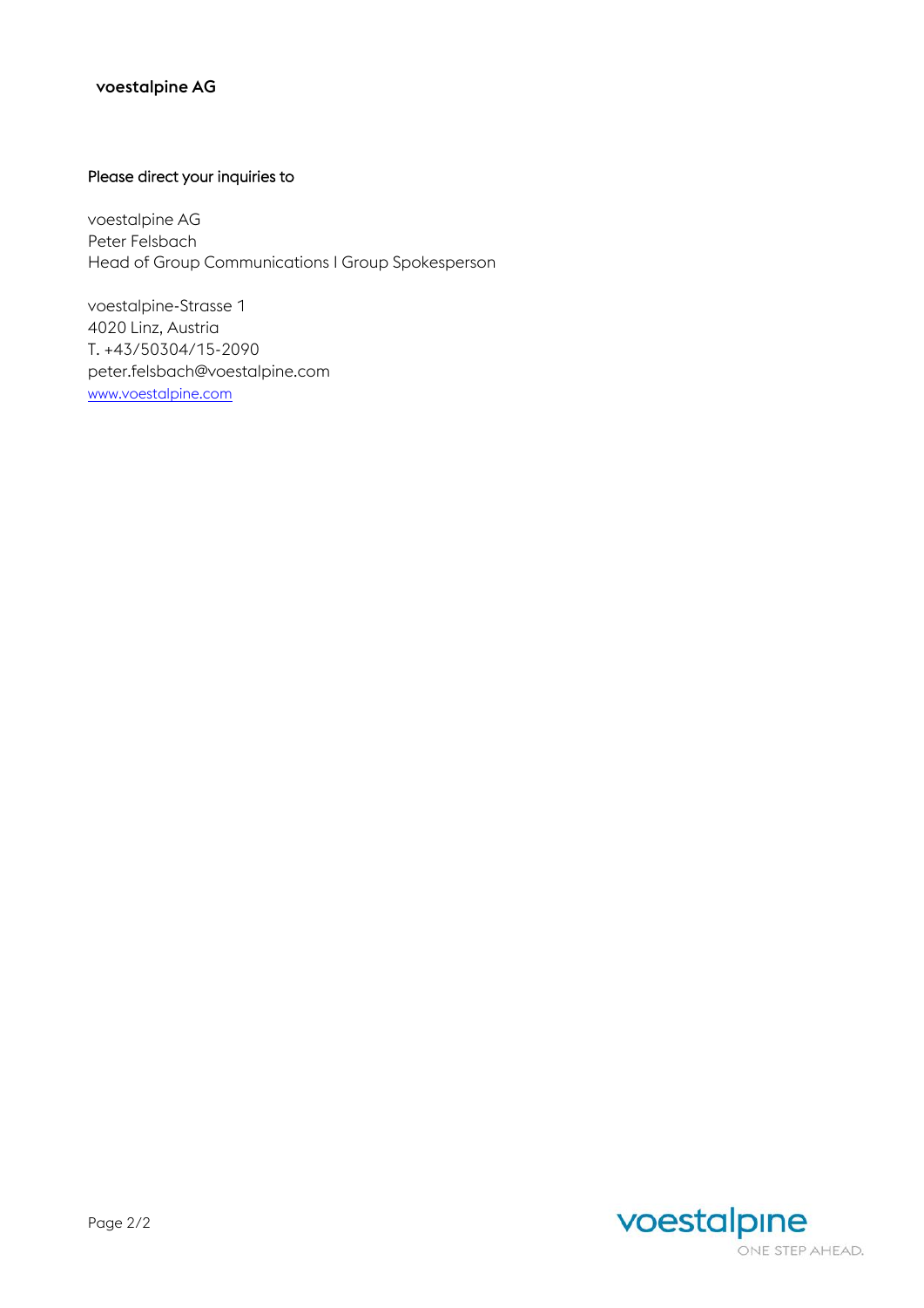voestalpine AG

Please direct your inquiries to

voestalpine AG
Peter Felsbach
Head of Group Communications I Group Spokesperson

voestalpine-Strasse 1
4020 Linz, Austria
T. +43/50304/15-2090
peter.felsbach@voestalpine.com
www.voestalpine.com